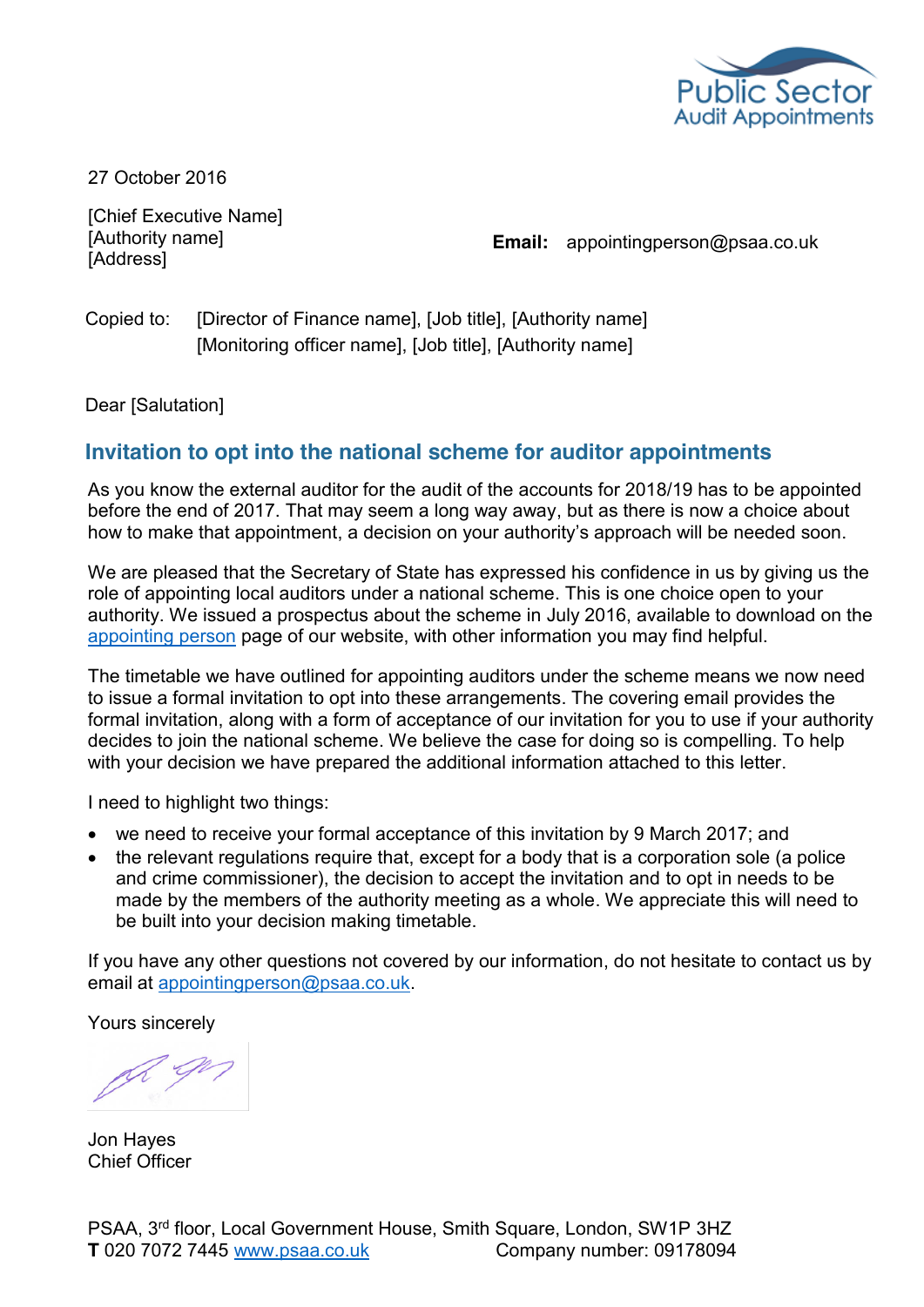Public Sector Audit Appointments

27 October 2016

[Chief Executive Name]
[Authority name]
[Address]

**Email:** appointingperson@psaa.co.uk

Copied to: [Director of Finance name], [Job title], [Authority name]
[Monitoring officer name], [Job title], [Authority name]

Dear [Salutation]

## Invitation to opt into the national scheme for auditor appointments

As you know the external auditor for the audit of the accounts for 2018/19 has to be appointed before the end of 2017. That may seem a long way away, but as there is now a choice about how to make that appointment, a decision on your authority's approach will be needed soon.

We are pleased that the Secretary of State has expressed his confidence in us by giving us the role of appointing local auditors under a national scheme. This is one choice open to your authority. We issued a prospectus about the scheme in July 2016, available to download on the appointing person page of our website, with other information you may find helpful.

The timetable we have outlined for appointing auditors under the scheme means we now need to issue a formal invitation to opt into these arrangements. The covering email provides the formal invitation, along with a form of acceptance of our invitation for you to use if your authority decides to join the national scheme. We believe the case for doing so is compelling. To help with your decision we have prepared the additional information attached to this letter.

I need to highlight two things:

- we need to receive your formal acceptance of this invitation by 9 March 2017; and
- the relevant regulations require that, except for a body that is a corporation sole (a police and crime commissioner), the decision to accept the invitation and to opt in needs to be made by the members of the authority meeting as a whole. We appreciate this will need to be built into your decision making timetable.

If you have any other questions not covered by our information, do not hesitate to contact us by email at appointingperson@psaa.co.uk.

Yours sincerely

Jon Hayes
Chief Officer

PSAA, 3rd floor, Local Government House, Smith Square, London, SW1P 3HZ
**T** 020 7072 7445 www.psaa.co.uk Company number: 09178094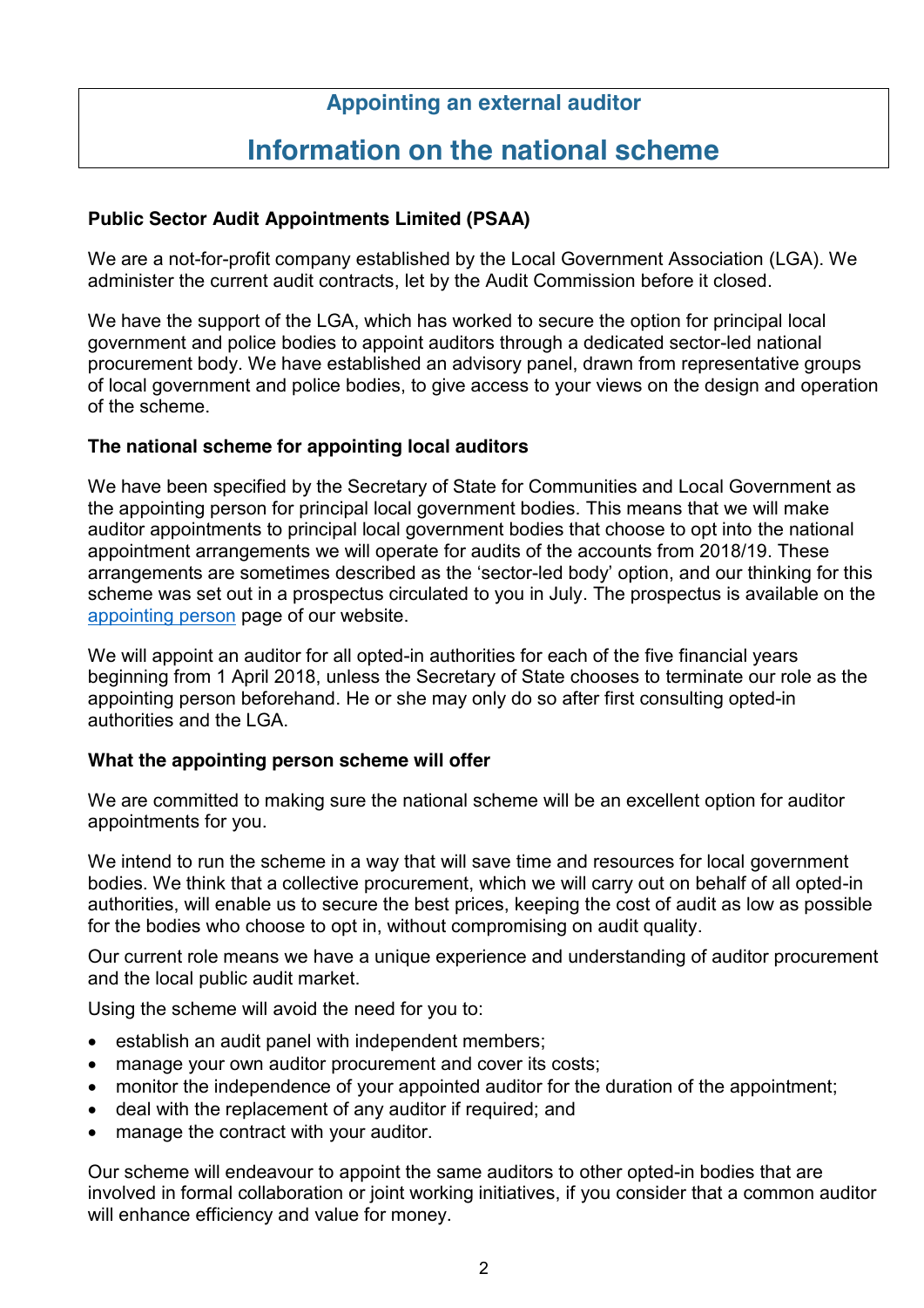## Appointing an external auditor

# Information on the national scheme

**Public Sector Audit Appointments Limited (PSAA)**

We are a not-for-profit company established by the Local Government Association (LGA). We administer the current audit contracts, let by the Audit Commission before it closed.

We have the support of the LGA, which has worked to secure the option for principal local government and police bodies to appoint auditors through a dedicated sector-led national procurement body. We have established an advisory panel, drawn from representative groups of local government and police bodies, to give access to your views on the design and operation of the scheme.

**The national scheme for appointing local auditors**

We have been specified by the Secretary of State for Communities and Local Government as the appointing person for principal local government bodies. This means that we will make auditor appointments to principal local government bodies that choose to opt into the national appointment arrangements we will operate for audits of the accounts from 2018/19. These arrangements are sometimes described as the 'sector-led body' option, and our thinking for this scheme was set out in a prospectus circulated to you in July. The prospectus is available on the appointing person page of our website.

We will appoint an auditor for all opted-in authorities for each of the five financial years beginning from 1 April 2018, unless the Secretary of State chooses to terminate our role as the appointing person beforehand. He or she may only do so after first consulting opted-in authorities and the LGA.

**What the appointing person scheme will offer**

We are committed to making sure the national scheme will be an excellent option for auditor appointments for you.

We intend to run the scheme in a way that will save time and resources for local government bodies. We think that a collective procurement, which we will carry out on behalf of all opted-in authorities, will enable us to secure the best prices, keeping the cost of audit as low as possible for the bodies who choose to opt in, without compromising on audit quality.

Our current role means we have a unique experience and understanding of auditor procurement and the local public audit market.

Using the scheme will avoid the need for you to:

- establish an audit panel with independent members;
- manage your own auditor procurement and cover its costs;
- monitor the independence of your appointed auditor for the duration of the appointment;
- deal with the replacement of any auditor if required; and
- manage the contract with your auditor.

Our scheme will endeavour to appoint the same auditors to other opted-in bodies that are involved in formal collaboration or joint working initiatives, if you consider that a common auditor will enhance efficiency and value for money.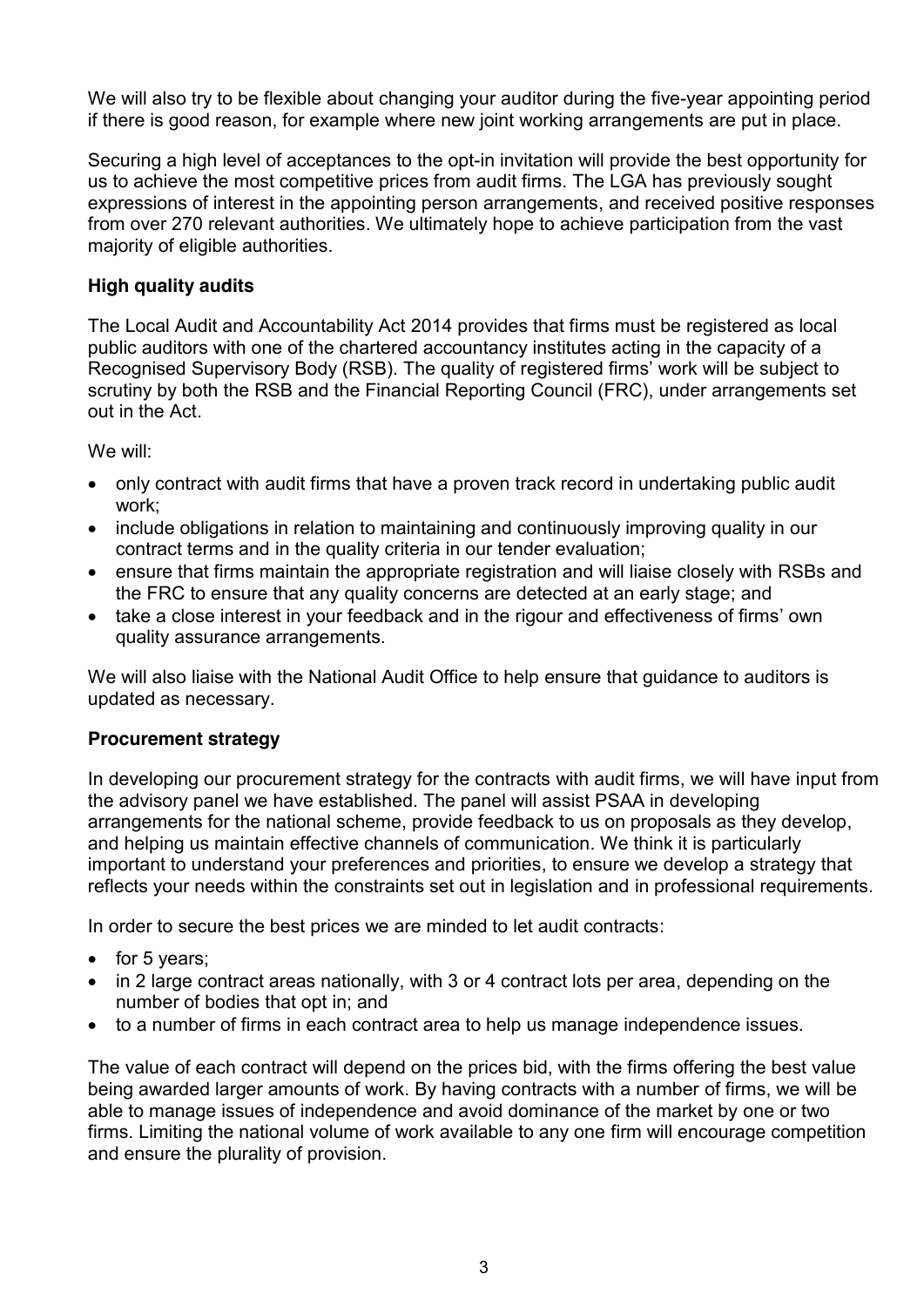We will also try to be flexible about changing your auditor during the five-year appointing period if there is good reason, for example where new joint working arrangements are put in place.

Securing a high level of acceptances to the opt-in invitation will provide the best opportunity for us to achieve the most competitive prices from audit firms. The LGA has previously sought expressions of interest in the appointing person arrangements, and received positive responses from over 270 relevant authorities. We ultimately hope to achieve participation from the vast majority of eligible authorities.

**High quality audits**

The Local Audit and Accountability Act 2014 provides that firms must be registered as local public auditors with one of the chartered accountancy institutes acting in the capacity of a Recognised Supervisory Body (RSB). The quality of registered firms' work will be subject to scrutiny by both the RSB and the Financial Reporting Council (FRC), under arrangements set out in the Act.

We will:

- only contract with audit firms that have a proven track record in undertaking public audit work;
- include obligations in relation to maintaining and continuously improving quality in our contract terms and in the quality criteria in our tender evaluation;
- ensure that firms maintain the appropriate registration and will liaise closely with RSBs and the FRC to ensure that any quality concerns are detected at an early stage; and
- take a close interest in your feedback and in the rigour and effectiveness of firms' own quality assurance arrangements.

We will also liaise with the National Audit Office to help ensure that guidance to auditors is updated as necessary.

**Procurement strategy**

In developing our procurement strategy for the contracts with audit firms, we will have input from the advisory panel we have established. The panel will assist PSAA in developing arrangements for the national scheme, provide feedback to us on proposals as they develop, and helping us maintain effective channels of communication. We think it is particularly important to understand your preferences and priorities, to ensure we develop a strategy that reflects your needs within the constraints set out in legislation and in professional requirements.

In order to secure the best prices we are minded to let audit contracts:

- for 5 years;
- in 2 large contract areas nationally, with 3 or 4 contract lots per area, depending on the number of bodies that opt in; and
- to a number of firms in each contract area to help us manage independence issues.

The value of each contract will depend on the prices bid, with the firms offering the best value being awarded larger amounts of work. By having contracts with a number of firms, we will be able to manage issues of independence and avoid dominance of the market by one or two firms. Limiting the national volume of work available to any one firm will encourage competition and ensure the plurality of provision.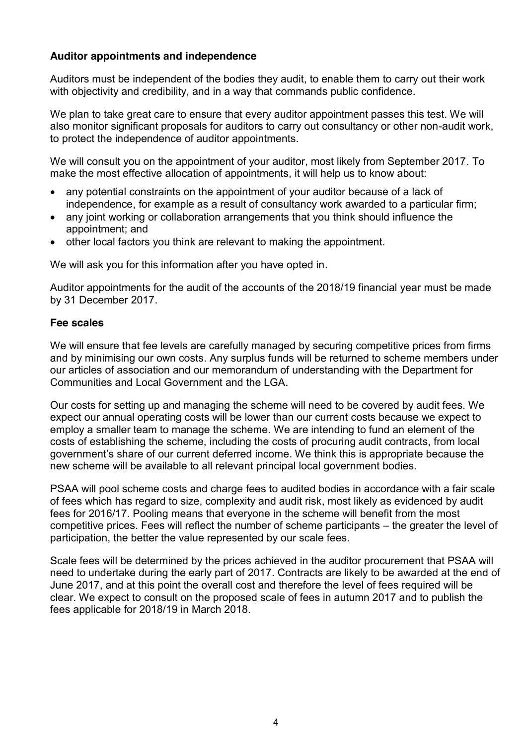**Auditor appointments and independence**

Auditors must be independent of the bodies they audit, to enable them to carry out their work with objectivity and credibility, and in a way that commands public confidence.

We plan to take great care to ensure that every auditor appointment passes this test. We will also monitor significant proposals for auditors to carry out consultancy or other non-audit work, to protect the independence of auditor appointments.

We will consult you on the appointment of your auditor, most likely from September 2017. To make the most effective allocation of appointments, it will help us to know about:

- any potential constraints on the appointment of your auditor because of a lack of independence, for example as a result of consultancy work awarded to a particular firm;
- any joint working or collaboration arrangements that you think should influence the appointment; and
- other local factors you think are relevant to making the appointment.

We will ask you for this information after you have opted in.

Auditor appointments for the audit of the accounts of the 2018/19 financial year must be made by 31 December 2017.

**Fee scales**

We will ensure that fee levels are carefully managed by securing competitive prices from firms and by minimising our own costs. Any surplus funds will be returned to scheme members under our articles of association and our memorandum of understanding with the Department for Communities and Local Government and the LGA.

Our costs for setting up and managing the scheme will need to be covered by audit fees. We expect our annual operating costs will be lower than our current costs because we expect to employ a smaller team to manage the scheme. We are intending to fund an element of the costs of establishing the scheme, including the costs of procuring audit contracts, from local government's share of our current deferred income. We think this is appropriate because the new scheme will be available to all relevant principal local government bodies.

PSAA will pool scheme costs and charge fees to audited bodies in accordance with a fair scale of fees which has regard to size, complexity and audit risk, most likely as evidenced by audit fees for 2016/17. Pooling means that everyone in the scheme will benefit from the most competitive prices. Fees will reflect the number of scheme participants – the greater the level of participation, the better the value represented by our scale fees.

Scale fees will be determined by the prices achieved in the auditor procurement that PSAA will need to undertake during the early part of 2017. Contracts are likely to be awarded at the end of June 2017, and at this point the overall cost and therefore the level of fees required will be clear. We expect to consult on the proposed scale of fees in autumn 2017 and to publish the fees applicable for 2018/19 in March 2018.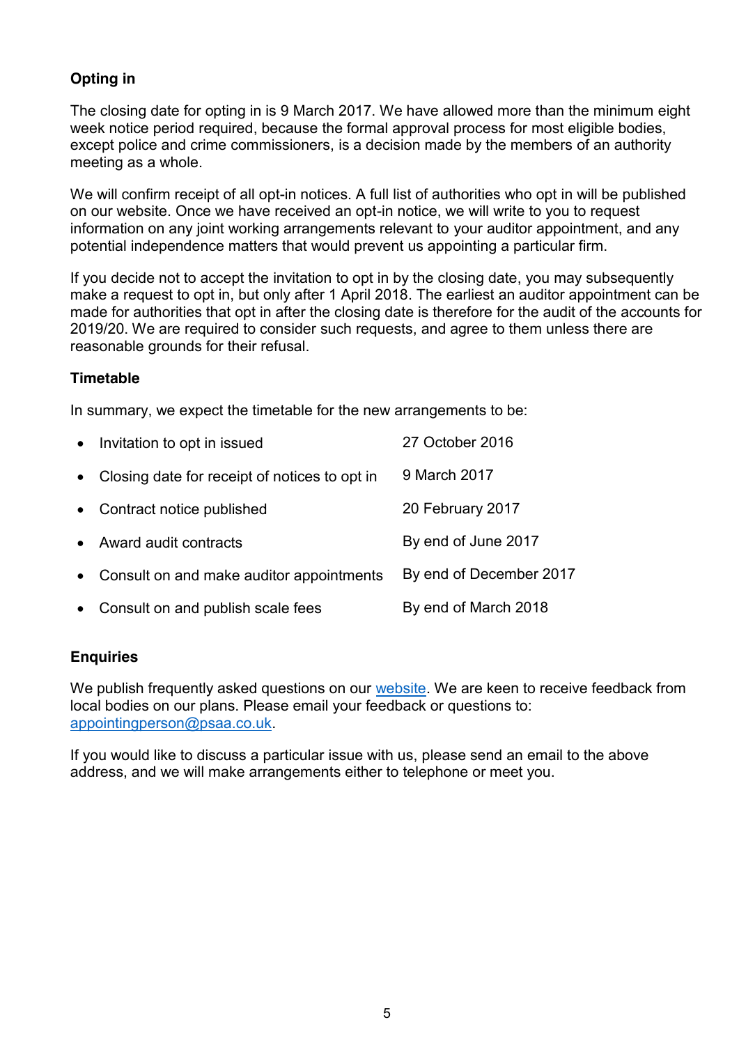**Opting in**

The closing date for opting in is 9 March 2017. We have allowed more than the minimum eight week notice period required, because the formal approval process for most eligible bodies, except police and crime commissioners, is a decision made by the members of an authority meeting as a whole.

We will confirm receipt of all opt-in notices. A full list of authorities who opt in will be published on our website. Once we have received an opt-in notice, we will write to you to request information on any joint working arrangements relevant to your auditor appointment, and any potential independence matters that would prevent us appointing a particular firm.

If you decide not to accept the invitation to opt in by the closing date, you may subsequently make a request to opt in, but only after 1 April 2018. The earliest an auditor appointment can be made for authorities that opt in after the closing date is therefore for the audit of the accounts for 2019/20. We are required to consider such requests, and agree to them unless there are reasonable grounds for their refusal.

**Timetable**

In summary, we expect the timetable for the new arrangements to be:

| | |
|---|---|
| • Invitation to opt in issued | 27 October 2016 |
| • Closing date for receipt of notices to opt in | 9 March 2017 |
| • Contract notice published | 20 February 2017 |
| • Award audit contracts | By end of June 2017 |
| • Consult on and make auditor appointments | By end of December 2017 |
| • Consult on and publish scale fees | By end of March 2018 |

**Enquiries**

We publish frequently asked questions on our website. We are keen to receive feedback from local bodies on our plans. Please email your feedback or questions to: appointingperson@psaa.co.uk.

If you would like to discuss a particular issue with us, please send an email to the above address, and we will make arrangements either to telephone or meet you.